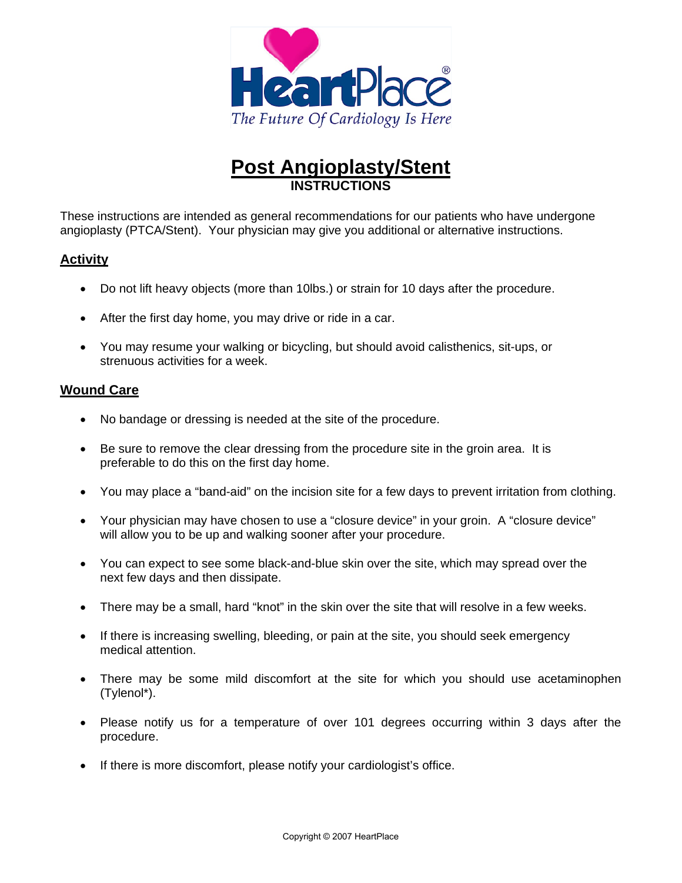HeartPlace®

*The Future Of Cardiology Is Here*

# Post Angioplasty/Stent

**INSTRUCTIONS**

These instructions are intended as general recommendations for our patients who have undergone angioplasty (PTCA/Stent). Your physician may give you additional or alternative instructions.

## Activity

- Do not lift heavy objects (more than 10lbs.) or strain for 10 days after the procedure.
- After the first day home, you may drive or ride in a car.
- You may resume your walking or bicycling, but should avoid calisthenics, sit-ups, or strenuous activities for a week.

## Wound Care

- No bandage or dressing is needed at the site of the procedure.
- Be sure to remove the clear dressing from the procedure site in the groin area. It is preferable to do this on the first day home.
- You may place a "band-aid" on the incision site for a few days to prevent irritation from clothing.
- Your physician may have chosen to use a "closure device" in your groin. A "closure device" will allow you to be up and walking sooner after your procedure.
- You can expect to see some black-and-blue skin over the site, which may spread over the next few days and then dissipate.
- There may be a small, hard "knot" in the skin over the site that will resolve in a few weeks.
- If there is increasing swelling, bleeding, or pain at the site, you should seek emergency medical attention.
- There may be some mild discomfort at the site for which you should use acetaminophen (Tylenol*).
- Please notify us for a temperature of over 101 degrees occurring within 3 days after the procedure.
- If there is more discomfort, please notify your cardiologist's office.

Copyright © 2007 HeartPlace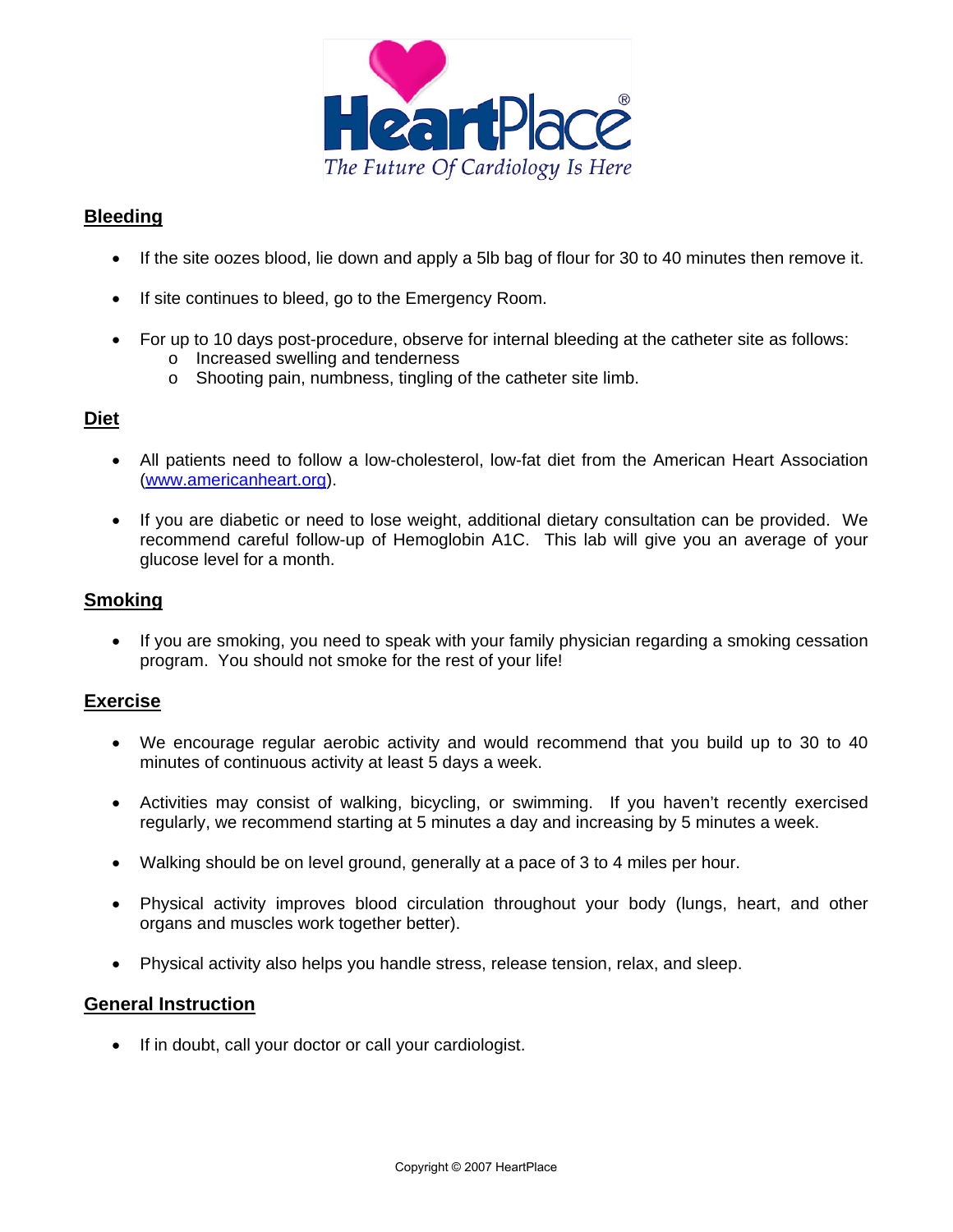HeartPlace®

*The Future Of Cardiology Is Here*

## Bleeding

- If the site oozes blood, lie down and apply a 5lb bag of flour for 30 to 40 minutes then remove it.
- If site continues to bleed, go to the Emergency Room.
- For up to 10 days post-procedure, observe for internal bleeding at the catheter site as follows:
  - Increased swelling and tenderness
  - Shooting pain, numbness, tingling of the catheter site limb.

## Diet

- All patients need to follow a low-cholesterol, low-fat diet from the American Heart Association ([www.americanheart.org](http://www.americanheart.org)).
- If you are diabetic or need to lose weight, additional dietary consultation can be provided. We recommend careful follow-up of Hemoglobin A1C. This lab will give you an average of your glucose level for a month.

## Smoking

- If you are smoking, you need to speak with your family physician regarding a smoking cessation program. You should not smoke for the rest of your life!

## Exercise

- We encourage regular aerobic activity and would recommend that you build up to 30 to 40 minutes of continuous activity at least 5 days a week.
- Activities may consist of walking, bicycling, or swimming. If you haven't recently exercised regularly, we recommend starting at 5 minutes a day and increasing by 5 minutes a week.
- Walking should be on level ground, generally at a pace of 3 to 4 miles per hour.
- Physical activity improves blood circulation throughout your body (lungs, heart, and other organs and muscles work together better).
- Physical activity also helps you handle stress, release tension, relax, and sleep.

## General Instruction

- If in doubt, call your doctor or call your cardiologist.

Copyright © 2007 HeartPlace